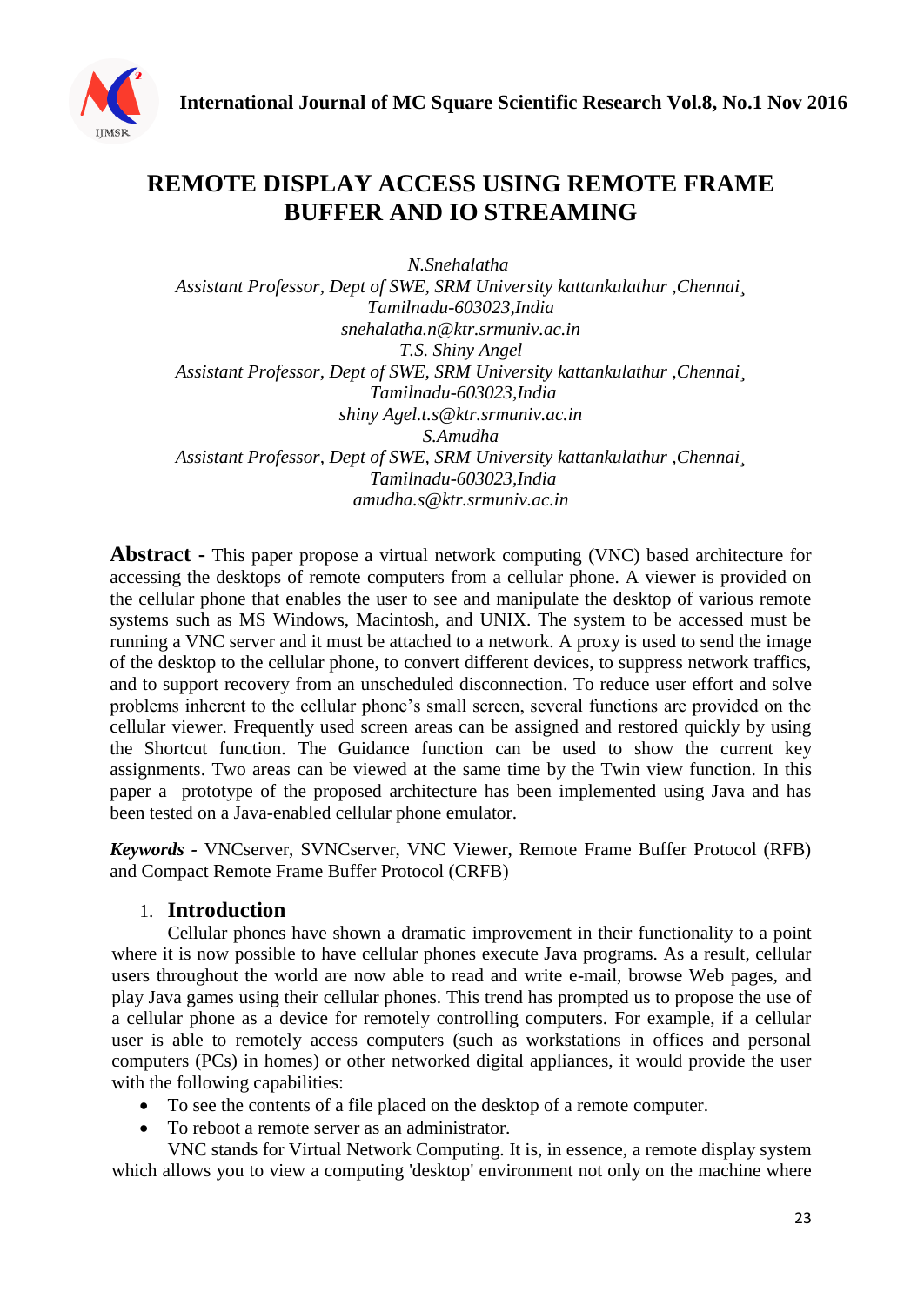# REMOTE DISPLAY ACCESS USING REMOTE FRAME BUFFER AND IO STREAMING

*N.Snehalatha*
*Assistant Professor, Dept of SWE, SRM University kattankulathur ,Chennai¸ Tamilnadu-603023,India*
*snehalatha.n@ktr.srmuniv.ac.in*

*T.S. Shiny Angel*
*Assistant Professor, Dept of SWE, SRM University kattankulathur ,Chennai¸ Tamilnadu-603023,India*
*shiny Agel.t.s@ktr.srmuniv.ac.in*

*S.Amudha*
*Assistant Professor, Dept of SWE, SRM University kattankulathur ,Chennai¸ Tamilnadu-603023,India*
*amudha.s@ktr.srmuniv.ac.in*

**Abstract -** This paper propose a virtual network computing (VNC) based architecture for accessing the desktops of remote computers from a cellular phone. A viewer is provided on the cellular phone that enables the user to see and manipulate the desktop of various remote systems such as MS Windows, Macintosh, and UNIX. The system to be accessed must be running a VNC server and it must be attached to a network. A proxy is used to send the image of the desktop to the cellular phone, to convert different devices, to suppress network traffics, and to support recovery from an unscheduled disconnection. To reduce user effort and solve problems inherent to the cellular phone's small screen, several functions are provided on the cellular viewer. Frequently used screen areas can be assigned and restored quickly by using the Shortcut function. The Guidance function can be used to show the current key assignments. Two areas can be viewed at the same time by the Twin view function. In this paper a prototype of the proposed architecture has been implemented using Java and has been tested on a Java-enabled cellular phone emulator.

***Keywords*** - VNCserver, SVNCserver, VNC Viewer, Remote Frame Buffer Protocol (RFB) and Compact Remote Frame Buffer Protocol (CRFB)

## 1. Introduction

Cellular phones have shown a dramatic improvement in their functionality to a point where it is now possible to have cellular phones execute Java programs. As a result, cellular users throughout the world are now able to read and write e-mail, browse Web pages, and play Java games using their cellular phones. This trend has prompted us to propose the use of a cellular phone as a device for remotely controlling computers. For example, if a cellular user is able to remotely access computers (such as workstations in offices and personal computers (PCs) in homes) or other networked digital appliances, it would provide the user with the following capabilities:

- To see the contents of a file placed on the desktop of a remote computer.
- To reboot a remote server as an administrator.

VNC stands for Virtual Network Computing. It is, in essence, a remote display system which allows you to view a computing 'desktop' environment not only on the machine where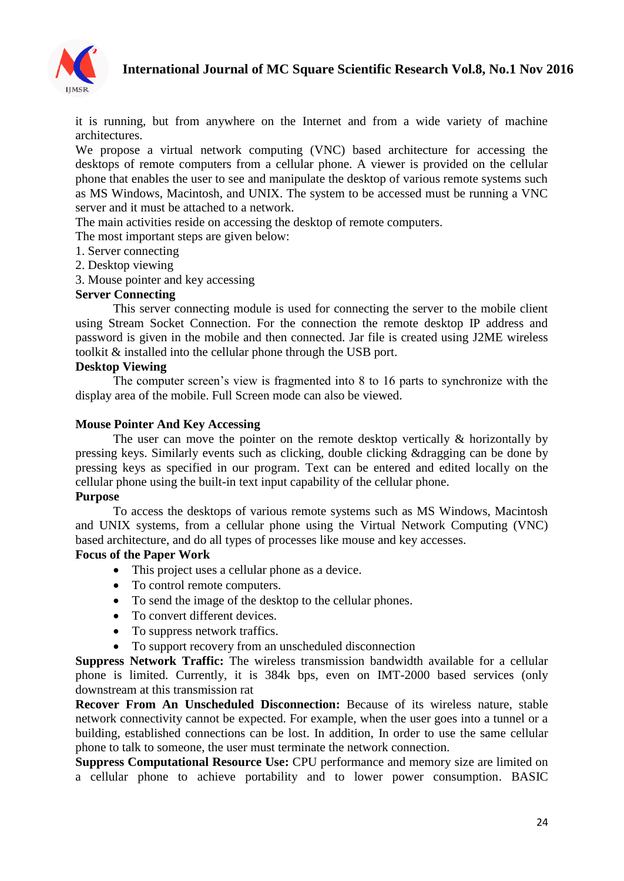it is running, but from anywhere on the Internet and from a wide variety of machine architectures.

We propose a virtual network computing (VNC) based architecture for accessing the desktops of remote computers from a cellular phone. A viewer is provided on the cellular phone that enables the user to see and manipulate the desktop of various remote systems such as MS Windows, Macintosh, and UNIX. The system to be accessed must be running a VNC server and it must be attached to a network.

The main activities reside on accessing the desktop of remote computers.

The most important steps are given below:

1. Server connecting
2. Desktop viewing
3. Mouse pointer and key accessing

**Server Connecting**

This server connecting module is used for connecting the server to the mobile client using Stream Socket Connection. For the connection the remote desktop IP address and password is given in the mobile and then connected. Jar file is created using J2ME wireless toolkit & installed into the cellular phone through the USB port.

**Desktop Viewing**

The computer screen's view is fragmented into 8 to 16 parts to synchronize with the display area of the mobile. Full Screen mode can also be viewed.

**Mouse Pointer And Key Accessing**

The user can move the pointer on the remote desktop vertically & horizontally by pressing keys. Similarly events such as clicking, double clicking &dragging can be done by pressing keys as specified in our program. Text can be entered and edited locally on the cellular phone using the built-in text input capability of the cellular phone.

**Purpose**

To access the desktops of various remote systems such as MS Windows, Macintosh and UNIX systems, from a cellular phone using the Virtual Network Computing (VNC) based architecture, and do all types of processes like mouse and key accesses.

**Focus of the Paper Work**

- This project uses a cellular phone as a device.
- To control remote computers.
- To send the image of the desktop to the cellular phones.
- To convert different devices.
- To suppress network traffics.
- To support recovery from an unscheduled disconnection

**Suppress Network Traffic:** The wireless transmission bandwidth available for a cellular phone is limited. Currently, it is 384k bps, even on IMT-2000 based services (only downstream at this transmission rat

**Recover From An Unscheduled Disconnection:** Because of its wireless nature, stable network connectivity cannot be expected. For example, when the user goes into a tunnel or a building, established connections can be lost. In addition, In order to use the same cellular phone to talk to someone, the user must terminate the network connection.

**Suppress Computational Resource Use:** CPU performance and memory size are limited on a cellular phone to achieve portability and to lower power consumption. BASIC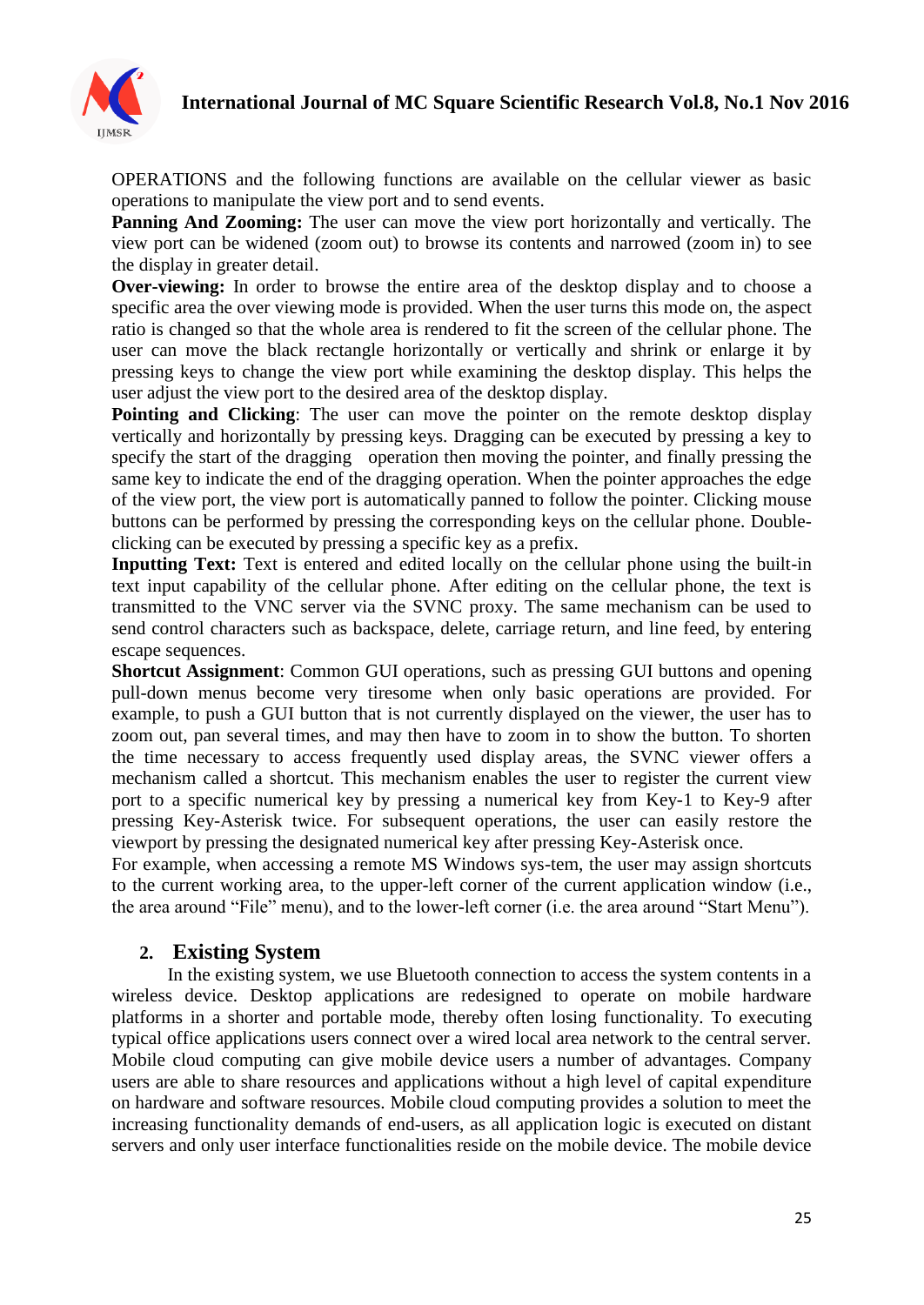OPERATIONS and the following functions are available on the cellular viewer as basic operations to manipulate the view port and to send events.

**Panning And Zooming:** The user can move the view port horizontally and vertically. The view port can be widened (zoom out) to browse its contents and narrowed (zoom in) to see the display in greater detail.

**Over-viewing:** In order to browse the entire area of the desktop display and to choose a specific area the over viewing mode is provided. When the user turns this mode on, the aspect ratio is changed so that the whole area is rendered to fit the screen of the cellular phone. The user can move the black rectangle horizontally or vertically and shrink or enlarge it by pressing keys to change the view port while examining the desktop display. This helps the user adjust the view port to the desired area of the desktop display.

**Pointing and Clicking**: The user can move the pointer on the remote desktop display vertically and horizontally by pressing keys. Dragging can be executed by pressing a key to specify the start of the dragging operation then moving the pointer, and finally pressing the same key to indicate the end of the dragging operation. When the pointer approaches the edge of the view port, the view port is automatically panned to follow the pointer. Clicking mouse buttons can be performed by pressing the corresponding keys on the cellular phone. Double-clicking can be executed by pressing a specific key as a prefix.

**Inputting Text:** Text is entered and edited locally on the cellular phone using the built-in text input capability of the cellular phone. After editing on the cellular phone, the text is transmitted to the VNC server via the SVNC proxy. The same mechanism can be used to send control characters such as backspace, delete, carriage return, and line feed, by entering escape sequences.

**Shortcut Assignment**: Common GUI operations, such as pressing GUI buttons and opening pull-down menus become very tiresome when only basic operations are provided. For example, to push a GUI button that is not currently displayed on the viewer, the user has to zoom out, pan several times, and may then have to zoom in to show the button. To shorten the time necessary to access frequently used display areas, the SVNC viewer offers a mechanism called a shortcut. This mechanism enables the user to register the current view port to a specific numerical key by pressing a numerical key from Key-1 to Key-9 after pressing Key-Asterisk twice. For subsequent operations, the user can easily restore the viewport by pressing the designated numerical key after pressing Key-Asterisk once.

For example, when accessing a remote MS Windows sys-tem, the user may assign shortcuts to the current working area, to the upper-left corner of the current application window (i.e., the area around "File" menu), and to the lower-left corner (i.e. the area around "Start Menu").

## 2. Existing System

In the existing system, we use Bluetooth connection to access the system contents in a wireless device. Desktop applications are redesigned to operate on mobile hardware platforms in a shorter and portable mode, thereby often losing functionality. To executing typical office applications users connect over a wired local area network to the central server. Mobile cloud computing can give mobile device users a number of advantages. Company users are able to share resources and applications without a high level of capital expenditure on hardware and software resources. Mobile cloud computing provides a solution to meet the increasing functionality demands of end-users, as all application logic is executed on distant servers and only user interface functionalities reside on the mobile device. The mobile device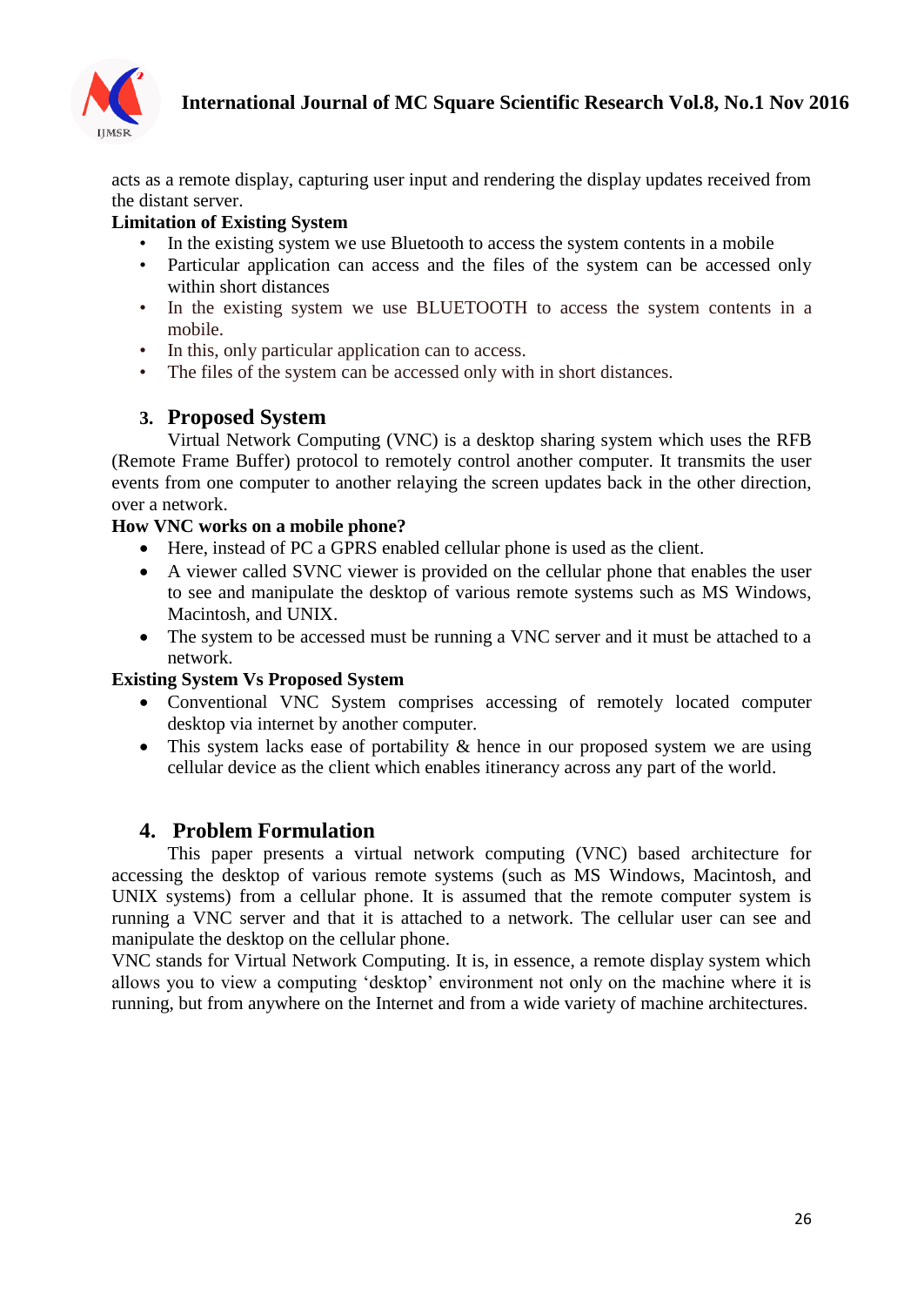acts as a remote display, capturing user input and rendering the display updates received from the distant server.

**Limitation of Existing System**

- In the existing system we use Bluetooth to access the system contents in a mobile
- Particular application can access and the files of the system can be accessed only within short distances
- In the existing system we use BLUETOOTH to access the system contents in a mobile.
- In this, only particular application can to access.
- The files of the system can be accessed only with in short distances.

## 3. Proposed System

Virtual Network Computing (VNC) is a desktop sharing system which uses the RFB (Remote Frame Buffer) protocol to remotely control another computer. It transmits the user events from one computer to another relaying the screen updates back in the other direction, over a network.

**How VNC works on a mobile phone?**

- Here, instead of PC a GPRS enabled cellular phone is used as the client.
- A viewer called SVNC viewer is provided on the cellular phone that enables the user to see and manipulate the desktop of various remote systems such as MS Windows, Macintosh, and UNIX.
- The system to be accessed must be running a VNC server and it must be attached to a network.

**Existing System Vs Proposed System**

- Conventional VNC System comprises accessing of remotely located computer desktop via internet by another computer.
- This system lacks ease of portability & hence in our proposed system we are using cellular device as the client which enables itinerancy across any part of the world.

## 4. Problem Formulation

This paper presents a virtual network computing (VNC) based architecture for accessing the desktop of various remote systems (such as MS Windows, Macintosh, and UNIX systems) from a cellular phone. It is assumed that the remote computer system is running a VNC server and that it is attached to a network. The cellular user can see and manipulate the desktop on the cellular phone.

VNC stands for Virtual Network Computing. It is, in essence, a remote display system which allows you to view a computing 'desktop' environment not only on the machine where it is running, but from anywhere on the Internet and from a wide variety of machine architectures.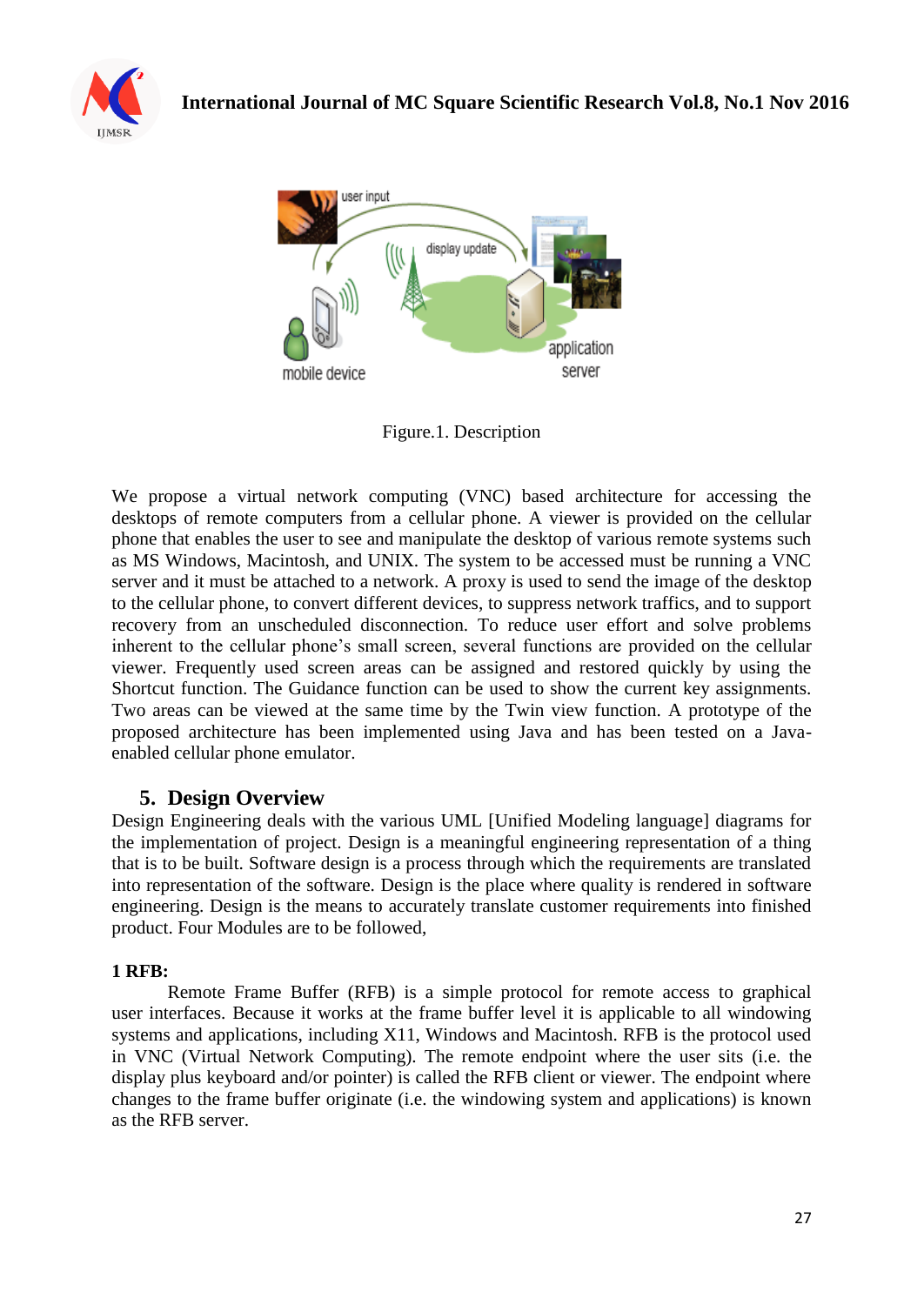Figure.1. Description

We propose a virtual network computing (VNC) based architecture for accessing the desktops of remote computers from a cellular phone. A viewer is provided on the cellular phone that enables the user to see and manipulate the desktop of various remote systems such as MS Windows, Macintosh, and UNIX. The system to be accessed must be running a VNC server and it must be attached to a network. A proxy is used to send the image of the desktop to the cellular phone, to convert different devices, to suppress network traffics, and to support recovery from an unscheduled disconnection. To reduce user effort and solve problems inherent to the cellular phone's small screen, several functions are provided on the cellular viewer. Frequently used screen areas can be assigned and restored quickly by using the Shortcut function. The Guidance function can be used to show the current key assignments. Two areas can be viewed at the same time by the Twin view function. A prototype of the proposed architecture has been implemented using Java and has been tested on a Java-enabled cellular phone emulator.

## 5. Design Overview

Design Engineering deals with the various UML [Unified Modeling language] diagrams for the implementation of project. Design is a meaningful engineering representation of a thing that is to be built. Software design is a process through which the requirements are translated into representation of the software. Design is the place where quality is rendered in software engineering. Design is the means to accurately translate customer requirements into finished product. Four Modules are to be followed,

**1 RFB:**

Remote Frame Buffer (RFB) is a simple protocol for remote access to graphical user interfaces. Because it works at the frame buffer level it is applicable to all windowing systems and applications, including X11, Windows and Macintosh. RFB is the protocol used in VNC (Virtual Network Computing). The remote endpoint where the user sits (i.e. the display plus keyboard and/or pointer) is called the RFB client or viewer. The endpoint where changes to the frame buffer originate (i.e. the windowing system and applications) is known as the RFB server.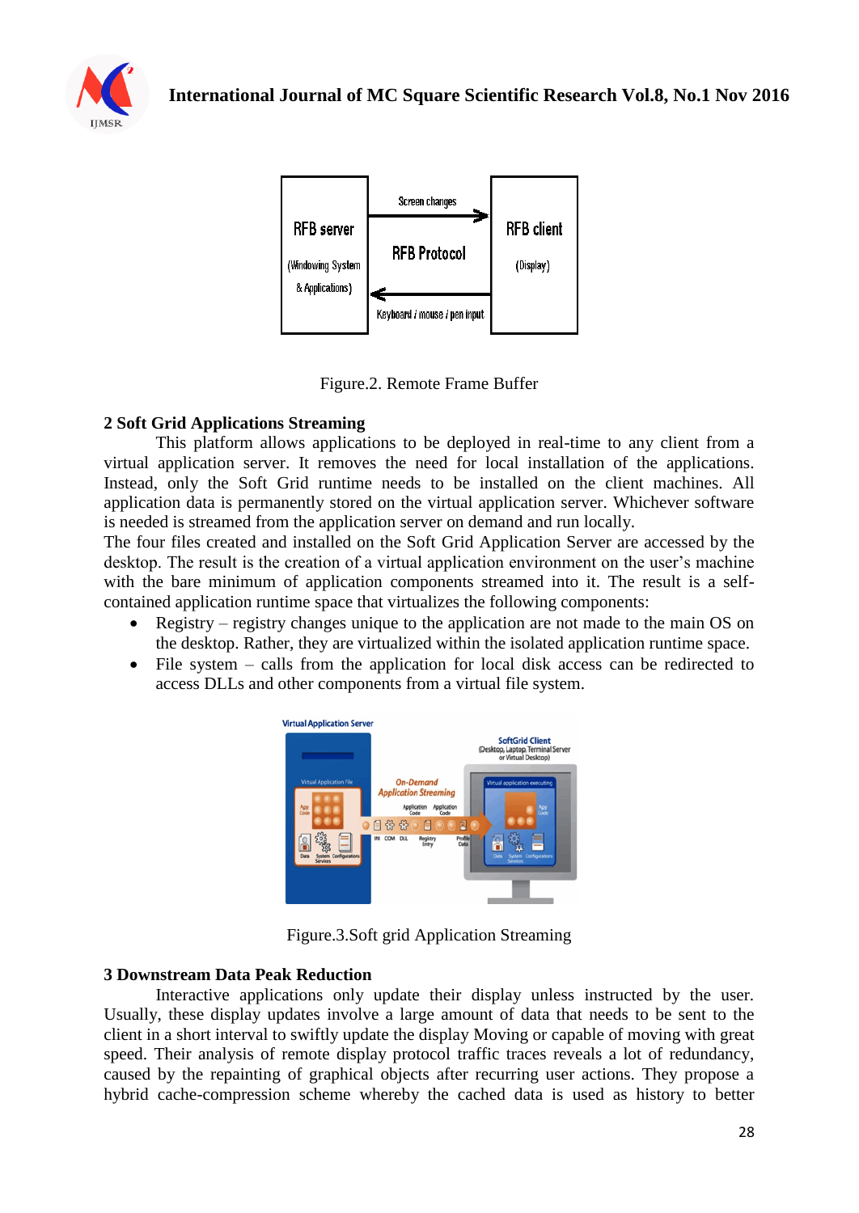Figure.2. Remote Frame Buffer

## 2 Soft Grid Applications Streaming

This platform allows applications to be deployed in real-time to any client from a virtual application server. It removes the need for local installation of the applications. Instead, only the Soft Grid runtime needs to be installed on the client machines. All application data is permanently stored on the virtual application server. Whichever software is needed is streamed from the application server on demand and run locally.

The four files created and installed on the Soft Grid Application Server are accessed by the desktop. The result is the creation of a virtual application environment on the user's machine with the bare minimum of application components streamed into it. The result is a self-contained application runtime space that virtualizes the following components:

- Registry – registry changes unique to the application are not made to the main OS on the desktop. Rather, they are virtualized within the isolated application runtime space.
- File system – calls from the application for local disk access can be redirected to access DLLs and other components from a virtual file system.

Figure.3.Soft grid Application Streaming

## 3 Downstream Data Peak Reduction

Interactive applications only update their display unless instructed by the user. Usually, these display updates involve a large amount of data that needs to be sent to the client in a short interval to swiftly update the display Moving or capable of moving with great speed. Their analysis of remote display protocol traffic traces reveals a lot of redundancy, caused by the repainting of graphical objects after recurring user actions. They propose a hybrid cache-compression scheme whereby the cached data is used as history to better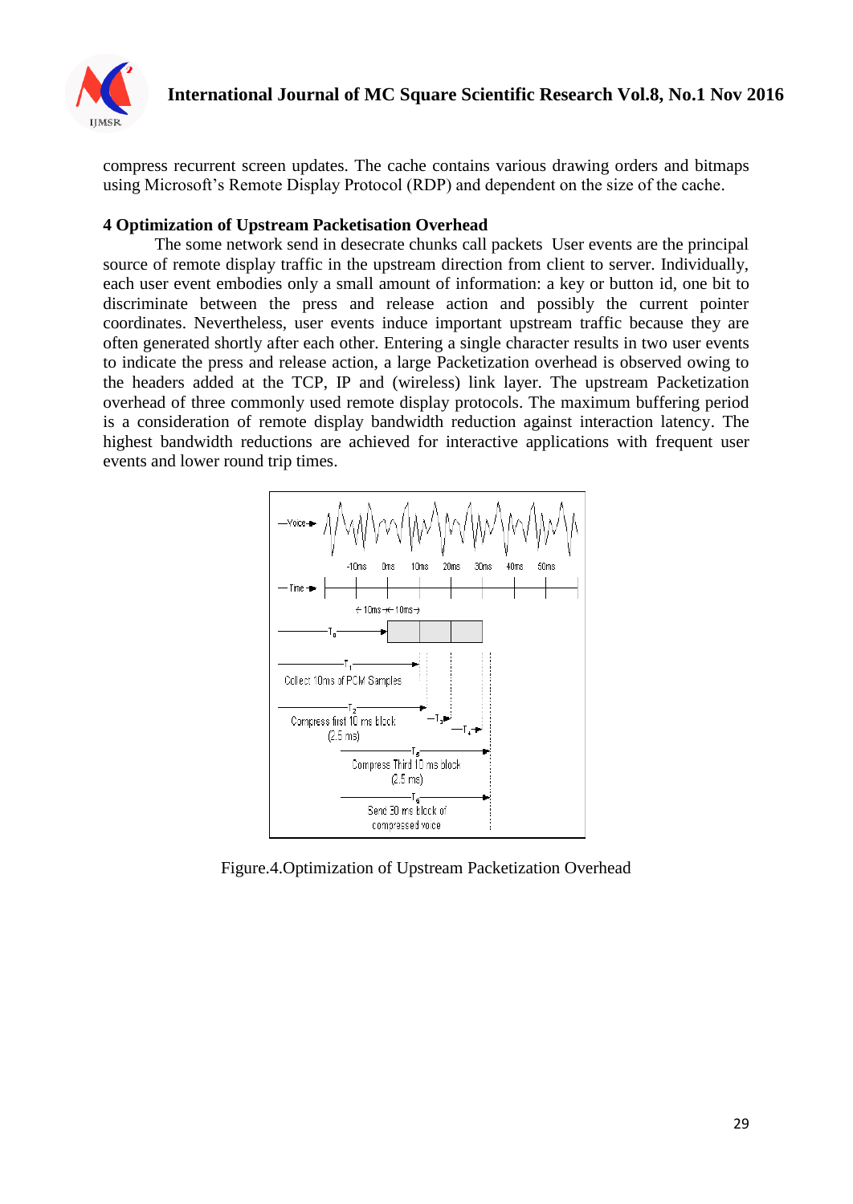compress recurrent screen updates. The cache contains various drawing orders and bitmaps using Microsoft's Remote Display Protocol (RDP) and dependent on the size of the cache.

## 4 Optimization of Upstream Packetisation Overhead

The some network send in desecrate chunks call packets User events are the principal source of remote display traffic in the upstream direction from client to server. Individually, each user event embodies only a small amount of information: a key or button id, one bit to discriminate between the press and release action and possibly the current pointer coordinates. Nevertheless, user events induce important upstream traffic because they are often generated shortly after each other. Entering a single character results in two user events to indicate the press and release action, a large Packetization overhead is observed owing to the headers added at the TCP, IP and (wireless) link layer. The upstream Packetization overhead of three commonly used remote display protocols. The maximum buffering period is a consideration of remote display bandwidth reduction against interaction latency. The highest bandwidth reductions are achieved for interactive applications with frequent user events and lower round trip times.

Figure.4.Optimization of Upstream Packetization Overhead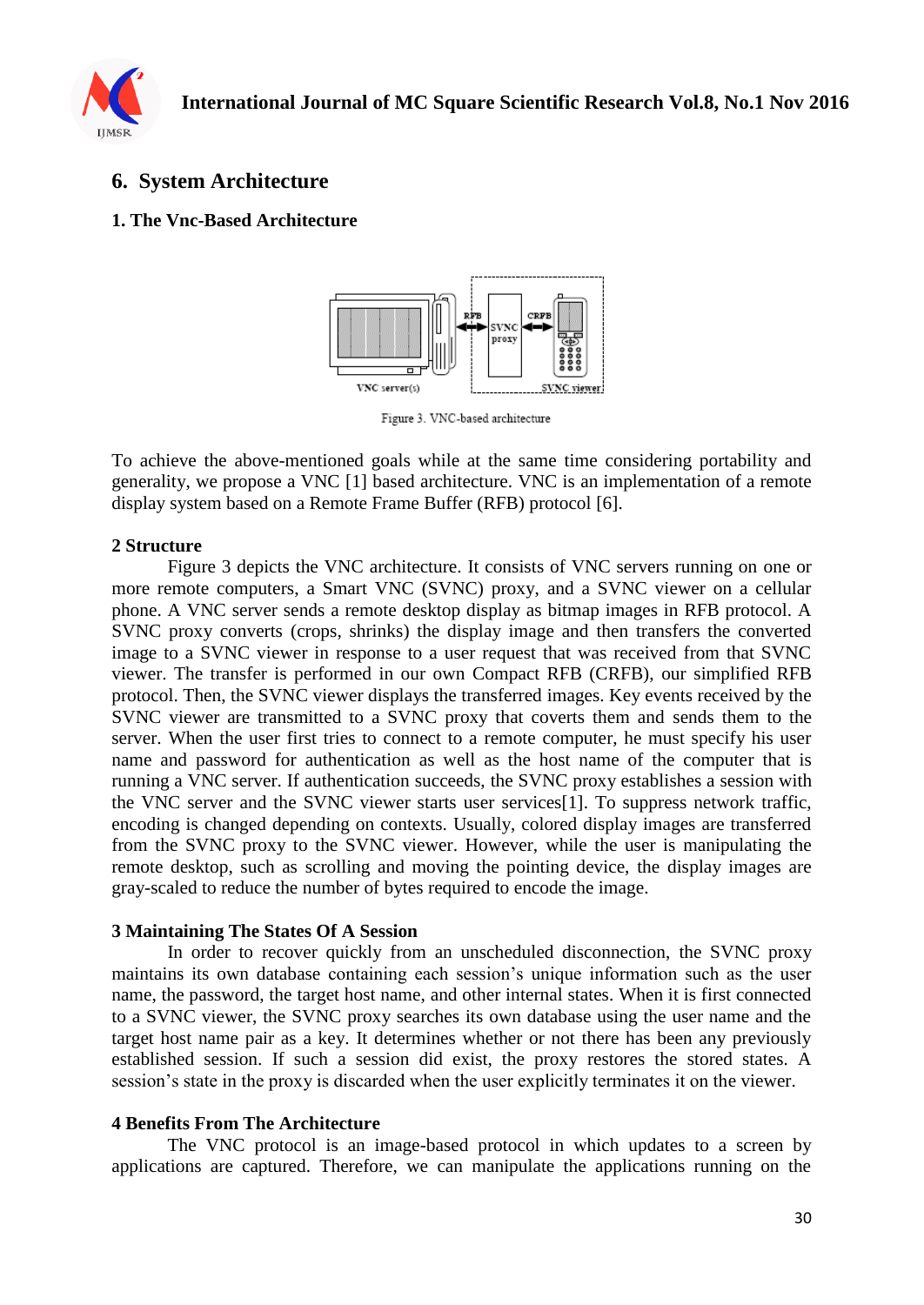## 6. System Architecture

### 1. The Vnc-Based Architecture

Figure 3. VNC-based architecture

To achieve the above-mentioned goals while at the same time considering portability and generality, we propose a VNC [1] based architecture. VNC is an implementation of a remote display system based on a Remote Frame Buffer (RFB) protocol [6].

### 2 Structure

Figure 3 depicts the VNC architecture. It consists of VNC servers running on one or more remote computers, a Smart VNC (SVNC) proxy, and a SVNC viewer on a cellular phone. A VNC server sends a remote desktop display as bitmap images in RFB protocol. A SVNC proxy converts (crops, shrinks) the display image and then transfers the converted image to a SVNC viewer in response to a user request that was received from that SVNC viewer. The transfer is performed in our own Compact RFB (CRFB), our simplified RFB protocol. Then, the SVNC viewer displays the transferred images. Key events received by the SVNC viewer are transmitted to a SVNC proxy that coverts them and sends them to the server. When the user first tries to connect to a remote computer, he must specify his user name and password for authentication as well as the host name of the computer that is running a VNC server. If authentication succeeds, the SVNC proxy establishes a session with the VNC server and the SVNC viewer starts user services[1]. To suppress network traffic, encoding is changed depending on contexts. Usually, colored display images are transferred from the SVNC proxy to the SVNC viewer. However, while the user is manipulating the remote desktop, such as scrolling and moving the pointing device, the display images are gray-scaled to reduce the number of bytes required to encode the image.

### 3 Maintaining The States Of A Session

In order to recover quickly from an unscheduled disconnection, the SVNC proxy maintains its own database containing each session's unique information such as the user name, the password, the target host name, and other internal states. When it is first connected to a SVNC viewer, the SVNC proxy searches its own database using the user name and the target host name pair as a key. It determines whether or not there has been any previously established session. If such a session did exist, the proxy restores the stored states. A session's state in the proxy is discarded when the user explicitly terminates it on the viewer.

### 4 Benefits From The Architecture

The VNC protocol is an image-based protocol in which updates to a screen by applications are captured. Therefore, we can manipulate the applications running on the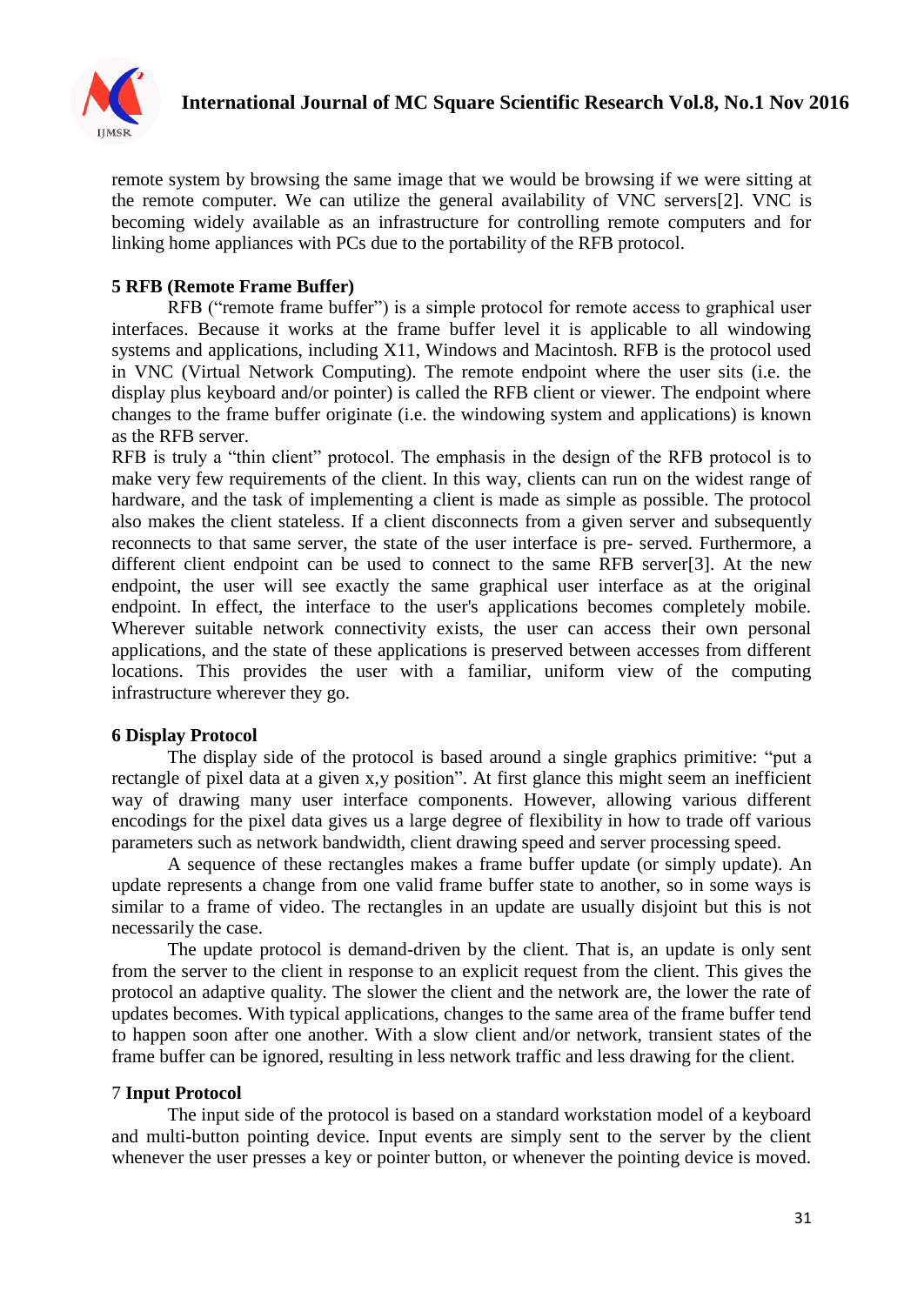remote system by browsing the same image that we would be browsing if we were sitting at the remote computer. We can utilize the general availability of VNC servers[2]. VNC is becoming widely available as an infrastructure for controlling remote computers and for linking home appliances with PCs due to the portability of the RFB protocol.

## 5 RFB (Remote Frame Buffer)

RFB ("remote frame buffer") is a simple protocol for remote access to graphical user interfaces. Because it works at the frame buffer level it is applicable to all windowing systems and applications, including X11, Windows and Macintosh. RFB is the protocol used in VNC (Virtual Network Computing). The remote endpoint where the user sits (i.e. the display plus keyboard and/or pointer) is called the RFB client or viewer. The endpoint where changes to the frame buffer originate (i.e. the windowing system and applications) is known as the RFB server.

RFB is truly a "thin client" protocol. The emphasis in the design of the RFB protocol is to make very few requirements of the client. In this way, clients can run on the widest range of hardware, and the task of implementing a client is made as simple as possible. The protocol also makes the client stateless. If a client disconnects from a given server and subsequently reconnects to that same server, the state of the user interface is pre- served. Furthermore, a different client endpoint can be used to connect to the same RFB server[3]. At the new endpoint, the user will see exactly the same graphical user interface as at the original endpoint. In effect, the interface to the user's applications becomes completely mobile. Wherever suitable network connectivity exists, the user can access their own personal applications, and the state of these applications is preserved between accesses from different locations. This provides the user with a familiar, uniform view of the computing infrastructure wherever they go.

## 6 Display Protocol

The display side of the protocol is based around a single graphics primitive: "put a rectangle of pixel data at a given x,y position". At first glance this might seem an inefficient way of drawing many user interface components. However, allowing various different encodings for the pixel data gives us a large degree of flexibility in how to trade off various parameters such as network bandwidth, client drawing speed and server processing speed.

A sequence of these rectangles makes a frame buffer update (or simply update). An update represents a change from one valid frame buffer state to another, so in some ways is similar to a frame of video. The rectangles in an update are usually disjoint but this is not necessarily the case.

The update protocol is demand-driven by the client. That is, an update is only sent from the server to the client in response to an explicit request from the client. This gives the protocol an adaptive quality. The slower the client and the network are, the lower the rate of updates becomes. With typical applications, changes to the same area of the frame buffer tend to happen soon after one another. With a slow client and/or network, transient states of the frame buffer can be ignored, resulting in less network traffic and less drawing for the client.

## 7 Input Protocol

The input side of the protocol is based on a standard workstation model of a keyboard and multi-button pointing device. Input events are simply sent to the server by the client whenever the user presses a key or pointer button, or whenever the pointing device is moved.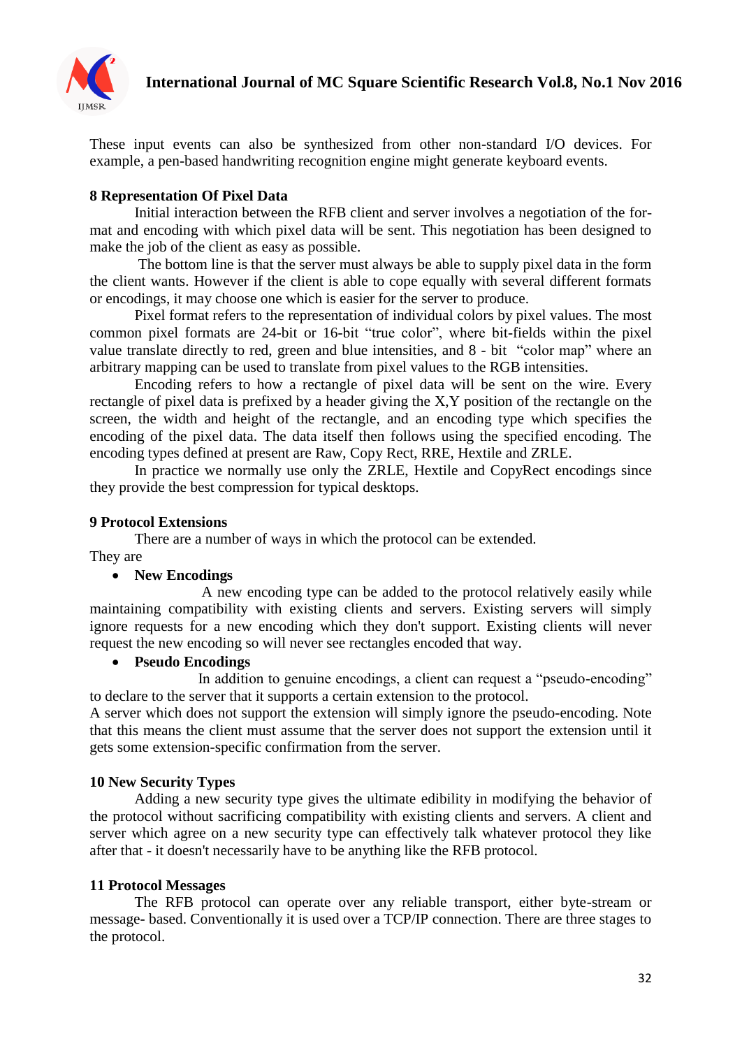These input events can also be synthesized from other non-standard I/O devices. For example, a pen-based handwriting recognition engine might generate keyboard events.

## 8 Representation Of Pixel Data

Initial interaction between the RFB client and server involves a negotiation of the format and encoding with which pixel data will be sent. This negotiation has been designed to make the job of the client as easy as possible.

The bottom line is that the server must always be able to supply pixel data in the form the client wants. However if the client is able to cope equally with several different formats or encodings, it may choose one which is easier for the server to produce.

Pixel format refers to the representation of individual colors by pixel values. The most common pixel formats are 24-bit or 16-bit "true color", where bit-fields within the pixel value translate directly to red, green and blue intensities, and 8 - bit "color map" where an arbitrary mapping can be used to translate from pixel values to the RGB intensities.

Encoding refers to how a rectangle of pixel data will be sent on the wire. Every rectangle of pixel data is prefixed by a header giving the X,Y position of the rectangle on the screen, the width and height of the rectangle, and an encoding type which specifies the encoding of the pixel data. The data itself then follows using the specified encoding. The encoding types defined at present are Raw, Copy Rect, RRE, Hextile and ZRLE.

In practice we normally use only the ZRLE, Hextile and CopyRect encodings since they provide the best compression for typical desktops.

## 9 Protocol Extensions

There are a number of ways in which the protocol can be extended.

They are

- **New Encodings**

A new encoding type can be added to the protocol relatively easily while maintaining compatibility with existing clients and servers. Existing servers will simply ignore requests for a new encoding which they don't support. Existing clients will never request the new encoding so will never see rectangles encoded that way.

- **Pseudo Encodings**

In addition to genuine encodings, a client can request a "pseudo-encoding" to declare to the server that it supports a certain extension to the protocol.

A server which does not support the extension will simply ignore the pseudo-encoding. Note that this means the client must assume that the server does not support the extension until it gets some extension-specific confirmation from the server.

## 10 New Security Types

Adding a new security type gives the ultimate edibility in modifying the behavior of the protocol without sacrificing compatibility with existing clients and servers. A client and server which agree on a new security type can effectively talk whatever protocol they like after that - it doesn't necessarily have to be anything like the RFB protocol.

## 11 Protocol Messages

The RFB protocol can operate over any reliable transport, either byte-stream or message- based. Conventionally it is used over a TCP/IP connection. There are three stages to the protocol.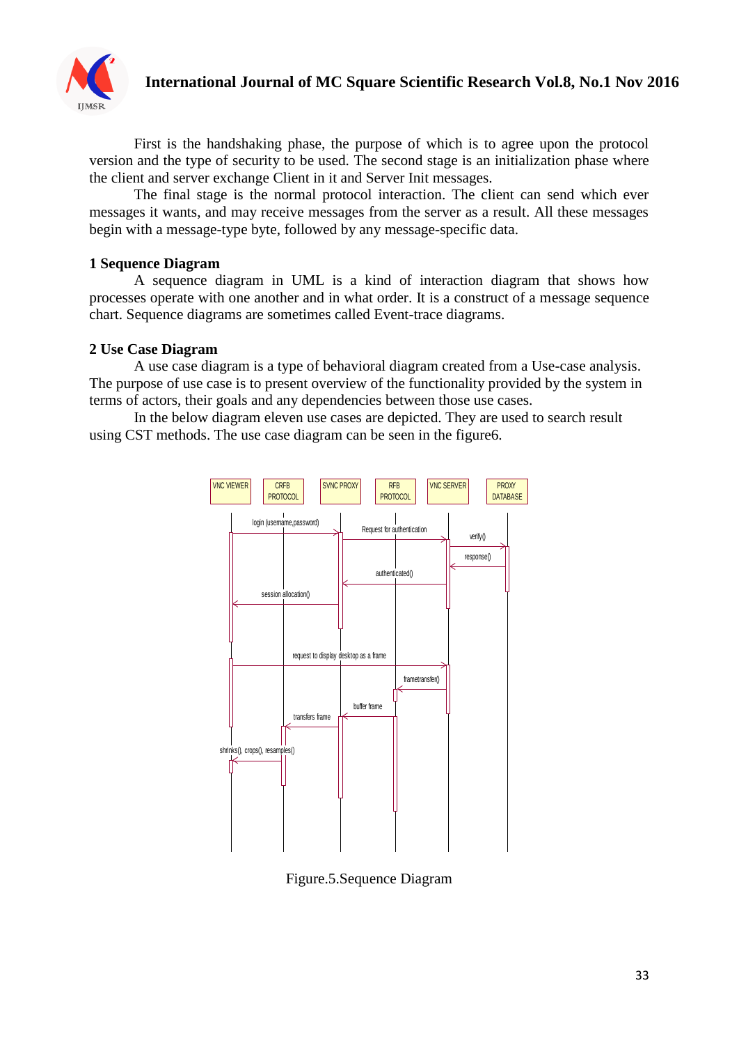First is the handshaking phase, the purpose of which is to agree upon the protocol version and the type of security to be used. The second stage is an initialization phase where the client and server exchange Client in it and Server Init messages.

The final stage is the normal protocol interaction. The client can send which ever messages it wants, and may receive messages from the server as a result. All these messages begin with a message-type byte, followed by any message-specific data.

## 1 Sequence Diagram

A sequence diagram in UML is a kind of interaction diagram that shows how processes operate with one another and in what order. It is a construct of a message sequence chart. Sequence diagrams are sometimes called Event-trace diagrams.

## 2 Use Case Diagram

A use case diagram is a type of behavioral diagram created from a Use-case analysis. The purpose of use case is to present overview of the functionality provided by the system in terms of actors, their goals and any dependencies between those use cases.

In the below diagram eleven use cases are depicted. They are used to search result using CST methods. The use case diagram can be seen in the figure6.

Figure.5.Sequence Diagram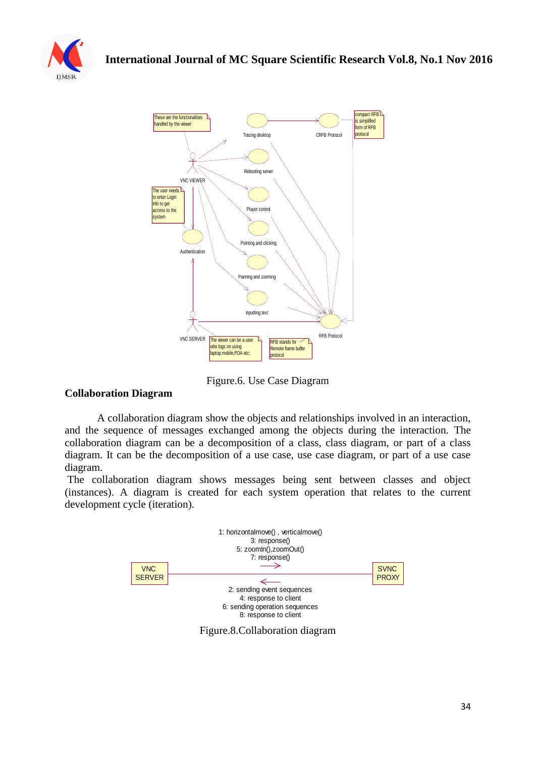Figure.6. Use Case Diagram

## Collaboration Diagram

A collaboration diagram show the objects and relationships involved in an interaction, and the sequence of messages exchanged among the objects during the interaction. The collaboration diagram can be a decomposition of a class, class diagram, or part of a class diagram. It can be the decomposition of a use case, use case diagram, or part of a use case diagram.

The collaboration diagram shows messages being sent between classes and object (instances). A diagram is created for each system operation that relates to the current development cycle (iteration).

Figure.8.Collaboration diagram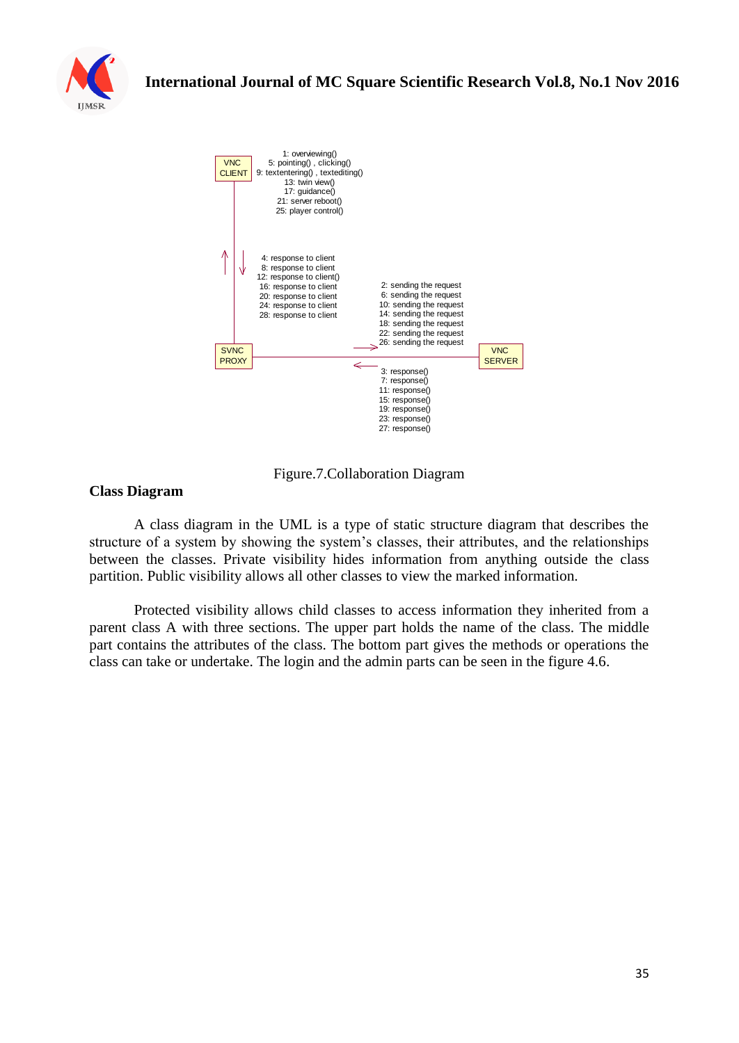Figure.7.Collaboration Diagram

## Class Diagram

A class diagram in the UML is a type of static structure diagram that describes the structure of a system by showing the system's classes, their attributes, and the relationships between the classes. Private visibility hides information from anything outside the class partition. Public visibility allows all other classes to view the marked information.

Protected visibility allows child classes to access information they inherited from a parent class A with three sections. The upper part holds the name of the class. The middle part contains the attributes of the class. The bottom part gives the methods or operations the class can take or undertake. The login and the admin parts can be seen in the figure 4.6.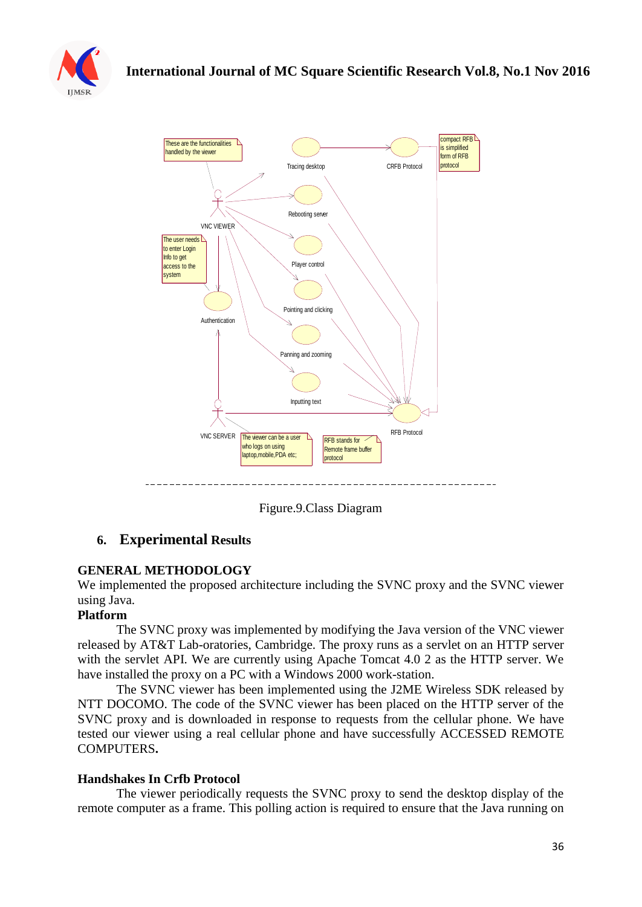Figure.9.Class Diagram

## 6. Experimental Results

**GENERAL METHODOLOGY**

We implemented the proposed architecture including the SVNC proxy and the SVNC viewer using Java.

**Platform**

The SVNC proxy was implemented by modifying the Java version of the VNC viewer released by AT&T Lab-oratories, Cambridge. The proxy runs as a servlet on an HTTP server with the servlet API. We are currently using Apache Tomcat 4.0 2 as the HTTP server. We have installed the proxy on a PC with a Windows 2000 work-station.

The SVNC viewer has been implemented using the J2ME Wireless SDK released by NTT DOCOMO. The code of the SVNC viewer has been placed on the HTTP server of the SVNC proxy and is downloaded in response to requests from the cellular phone. We have tested our viewer using a real cellular phone and have successfully ACCESSED REMOTE COMPUTERS**.**

**Handshakes In Crfb Protocol**

The viewer periodically requests the SVNC proxy to send the desktop display of the remote computer as a frame. This polling action is required to ensure that the Java running on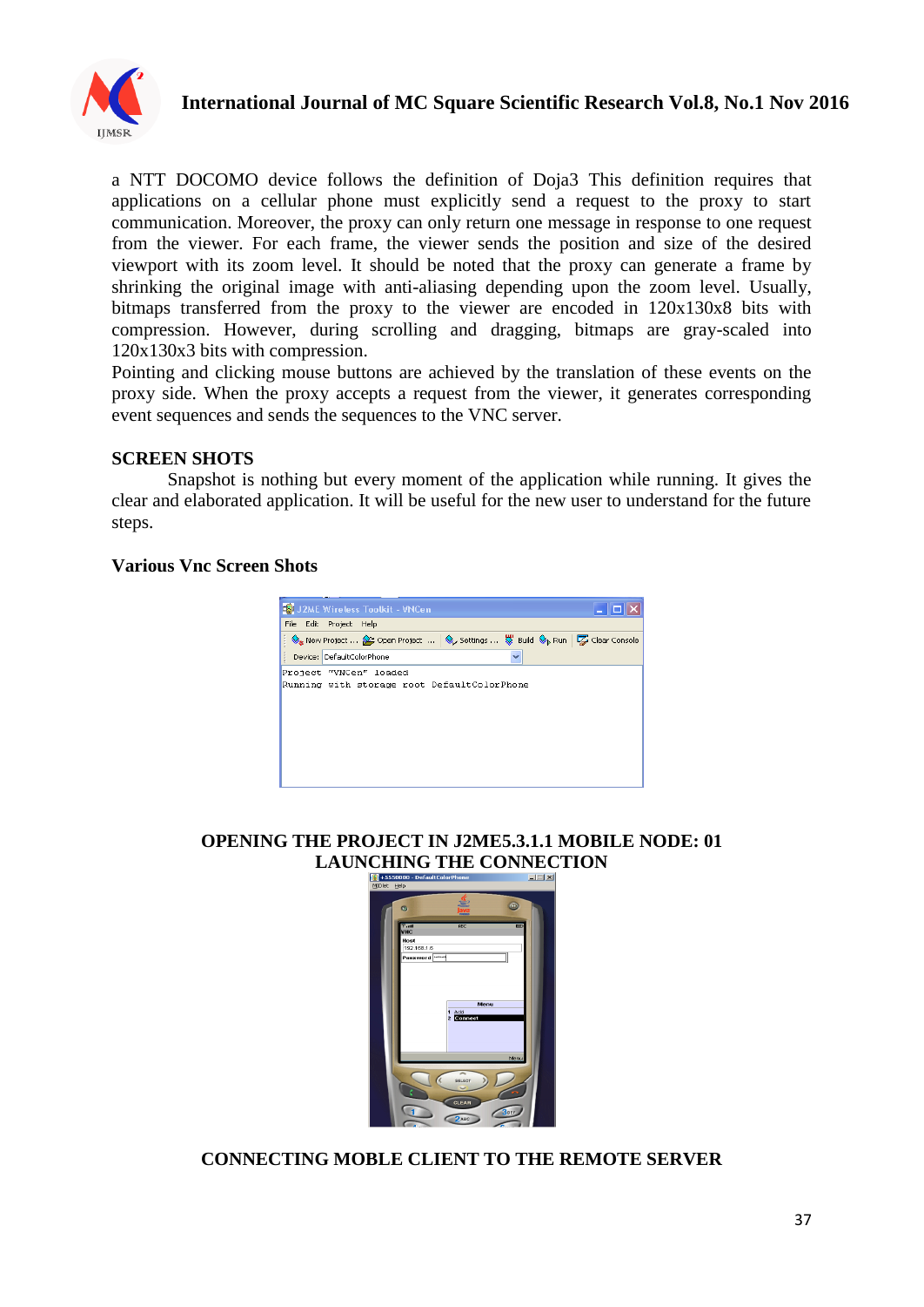a NTT DOCOMO device follows the definition of Doja3 This definition requires that applications on a cellular phone must explicitly send a request to the proxy to start communication. Moreover, the proxy can only return one message in response to one request from the viewer. For each frame, the viewer sends the position and size of the desired viewport with its zoom level. It should be noted that the proxy can generate a frame by shrinking the original image with anti-aliasing depending upon the zoom level. Usually, bitmaps transferred from the proxy to the viewer are encoded in 120x130x8 bits with compression. However, during scrolling and dragging, bitmaps are gray-scaled into 120x130x3 bits with compression.

Pointing and clicking mouse buttons are achieved by the translation of these events on the proxy side. When the proxy accepts a request from the viewer, it generates corresponding event sequences and sends the sequences to the VNC server.

## SCREEN SHOTS

Snapshot is nothing but every moment of the application while running. It gives the clear and elaborated application. It will be useful for the new user to understand for the future steps.

### Various Vnc Screen Shots

**OPENING THE PROJECT IN J2ME5.3.1.1 MOBILE NODE: 01**

**LAUNCHING THE CONNECTION**

**CONNECTING MOBLE CLIENT TO THE REMOTE SERVER**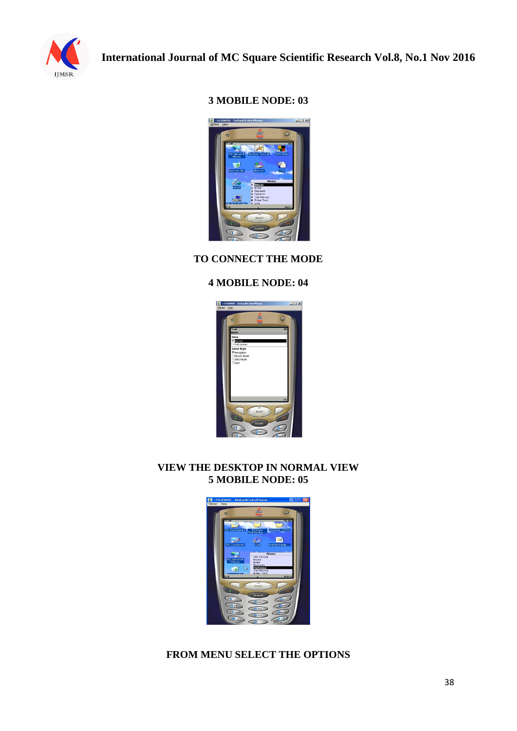**3 MOBILE NODE: 03**

**TO CONNECT THE MODE**

**4 MOBILE NODE: 04**

**VIEW THE DESKTOP IN NORMAL VIEW**

**5 MOBILE NODE: 05**

**FROM MENU SELECT THE OPTIONS**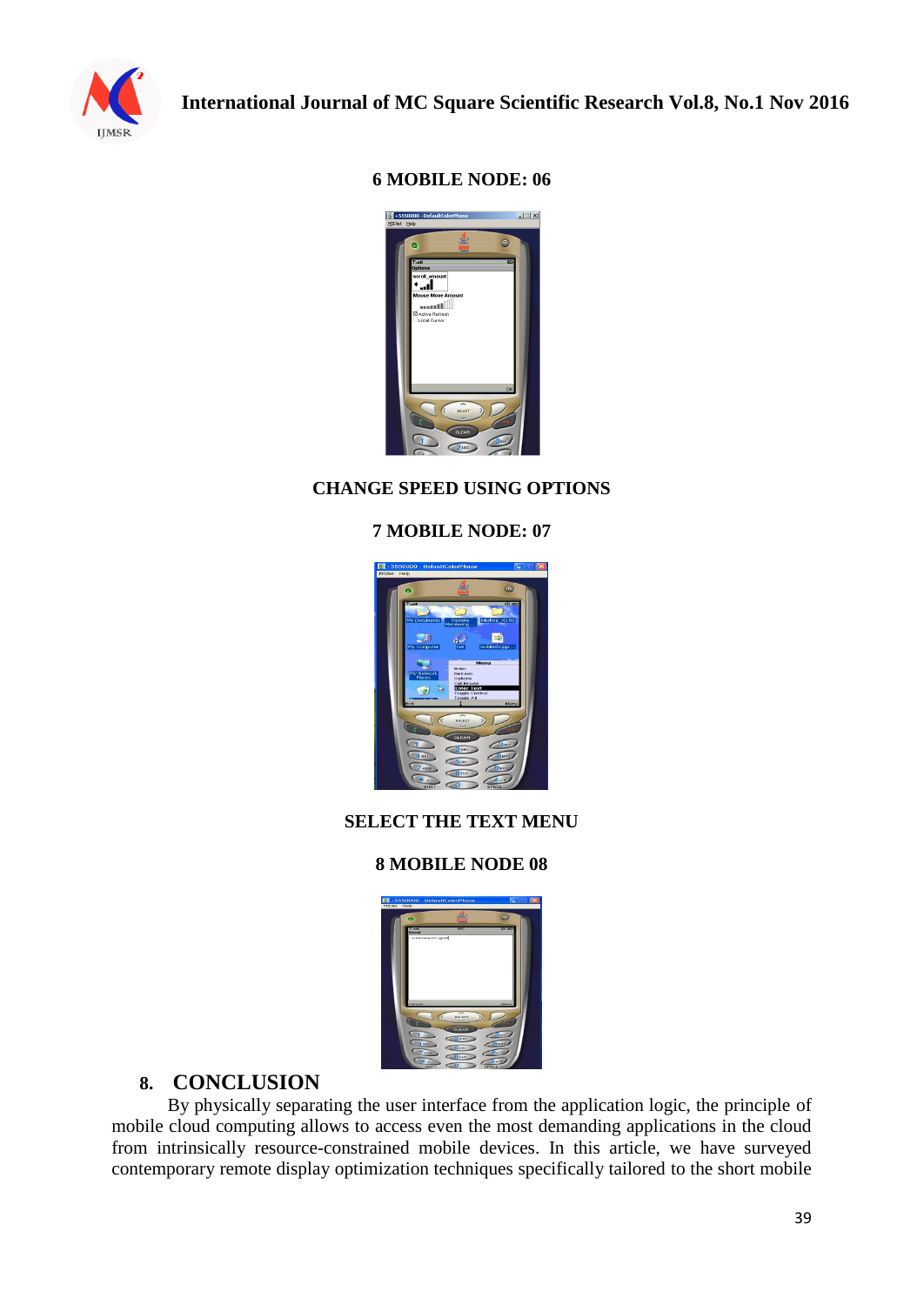**6 MOBILE NODE: 06**

**CHANGE SPEED USING OPTIONS**

**7 MOBILE NODE: 07**

**SELECT THE TEXT MENU**

**8 MOBILE NODE 08**

## 8. CONCLUSION

By physically separating the user interface from the application logic, the principle of mobile cloud computing allows to access even the most demanding applications in the cloud from intrinsically resource-constrained mobile devices. In this article, we have surveyed contemporary remote display optimization techniques specifically tailored to the short mobile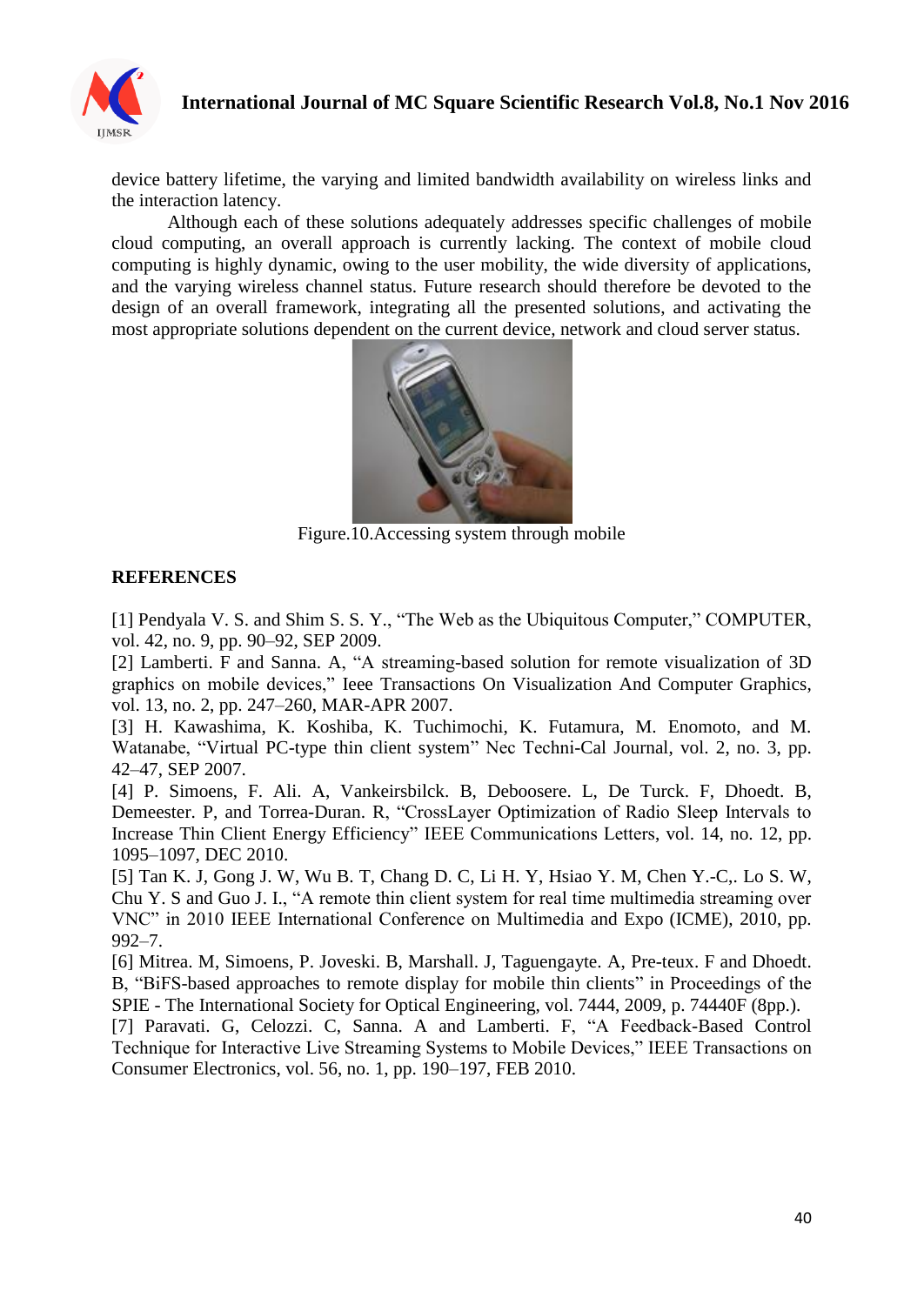device battery lifetime, the varying and limited bandwidth availability on wireless links and the interaction latency.

Although each of these solutions adequately addresses specific challenges of mobile cloud computing, an overall approach is currently lacking. The context of mobile cloud computing is highly dynamic, owing to the user mobility, the wide diversity of applications, and the varying wireless channel status. Future research should therefore be devoted to the design of an overall framework, integrating all the presented solutions, and activating the most appropriate solutions dependent on the current device, network and cloud server status.

Figure.10.Accessing system through mobile

## REFERENCES

[1] Pendyala V. S. and Shim S. S. Y., "The Web as the Ubiquitous Computer," COMPUTER, vol. 42, no. 9, pp. 90–92, SEP 2009.
[2] Lamberti. F and Sanna. A, "A streaming-based solution for remote visualization of 3D graphics on mobile devices," Ieee Transactions On Visualization And Computer Graphics, vol. 13, no. 2, pp. 247–260, MAR-APR 2007.
[3] H. Kawashima, K. Koshiba, K. Tuchimochi, K. Futamura, M. Enomoto, and M. Watanabe, "Virtual PC-type thin client system" Nec Techni-Cal Journal, vol. 2, no. 3, pp. 42–47, SEP 2007.
[4] P. Simoens, F. Ali. A, Vankeirsbilck. B, Deboosere. L, De Turck. F, Dhoedt. B, Demeester. P, and Torrea-Duran. R, "CrossLayer Optimization of Radio Sleep Intervals to Increase Thin Client Energy Efficiency" IEEE Communications Letters, vol. 14, no. 12, pp. 1095–1097, DEC 2010.
[5] Tan K. J, Gong J. W, Wu B. T, Chang D. C, Li H. Y, Hsiao Y. M, Chen Y.-C,. Lo S. W, Chu Y. S and Guo J. I., "A remote thin client system for real time multimedia streaming over VNC" in 2010 IEEE International Conference on Multimedia and Expo (ICME), 2010, pp. 992–7.
[6] Mitrea. M, Simoens, P. Joveski. B, Marshall. J, Taguengayte. A, Pre-teux. F and Dhoedt. B, "BiFS-based approaches to remote display for mobile thin clients" in Proceedings of the SPIE - The International Society for Optical Engineering, vol. 7444, 2009, p. 74440F (8pp.).
[7] Paravati. G, Celozzi. C, Sanna. A and Lamberti. F, "A Feedback-Based Control Technique for Interactive Live Streaming Systems to Mobile Devices," IEEE Transactions on Consumer Electronics, vol. 56, no. 1, pp. 190–197, FEB 2010.